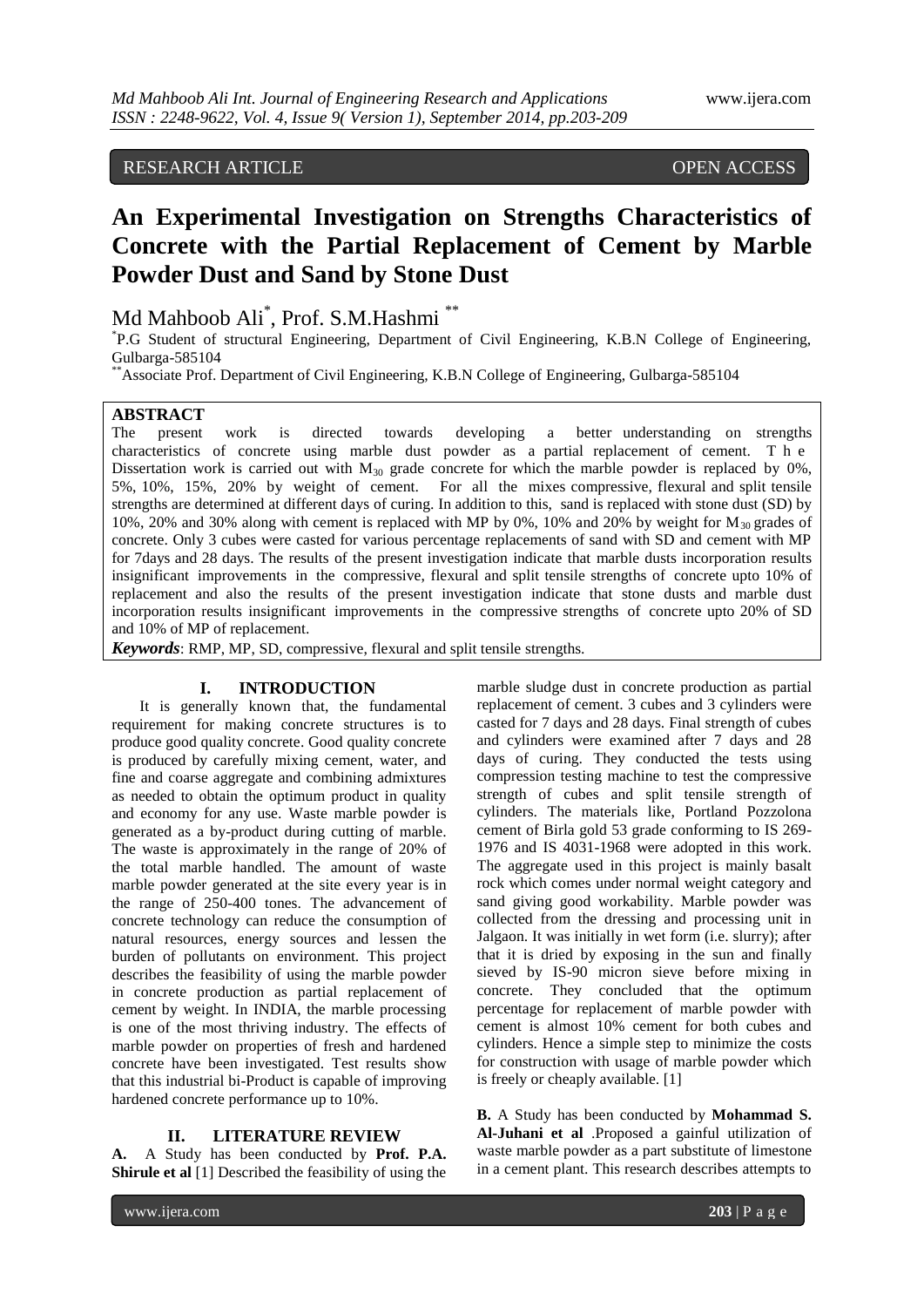RESEARCH ARTICLE OPEN ACCESS

# An Experimental Investigation on Strengths Characteristics of Concrete with the Partial Replacement of Cement by Marble Powder Dust and Sand by Stone Dust

Md Mahboob Ali[*], Prof. S.M.Hashmi [**]

[*]P.G Student of structural Engineering, Department of Civil Engineering, K.B.N College of Engineering, Gulbarga-585104

[**]Associate Prof. Department of Civil Engineering, K.B.N College of Engineering, Gulbarga-585104

## ABSTRACT

The present work is directed towards developing a better understanding on strengths characteristics of concrete using marble dust powder as a partial replacement of cement. The Dissertation work is carried out with $M_{30}$ grade concrete for which the marble powder is replaced by 0%, 5%, 10%, 15%, 20% by weight of cement. For all the mixes compressive, flexural and split tensile strengths are determined at different days of curing. In addition to this, sand is replaced with stone dust (SD) by 10%, 20% and 30% along with cement is replaced with MP by 0%, 10% and 20% by weight for $M_{30}$ grades of concrete. Only 3 cubes were casted for various percentage replacements of sand with SD and cement with MP for 7days and 28 days. The results of the present investigation indicate that marble dusts incorporation results insignificant improvements in the compressive, flexural and split tensile strengths of concrete upto 10% of replacement and also the results of the present investigation indicate that stone dusts and marble dust incorporation results insignificant improvements in the compressive strengths of concrete upto 20% of SD and 10% of MP of replacement.

***Keywords***: RMP, MP, SD, compressive, flexural and split tensile strengths.

## I. INTRODUCTION

It is generally known that, the fundamental requirement for making concrete structures is to produce good quality concrete. Good quality concrete is produced by carefully mixing cement, water, and fine and coarse aggregate and combining admixtures as needed to obtain the optimum product in quality and economy for any use. Waste marble powder is generated as a by-product during cutting of marble. The waste is approximately in the range of 20% of the total marble handled. The amount of waste marble powder generated at the site every year is in the range of 250-400 tones. The advancement of concrete technology can reduce the consumption of natural resources, energy sources and lessen the burden of pollutants on environment. This project describes the feasibility of using the marble powder in concrete production as partial replacement of cement by weight. In INDIA, the marble processing is one of the most thriving industry. The effects of marble powder on properties of fresh and hardened concrete have been investigated. Test results show that this industrial bi-Product is capable of improving hardened concrete performance up to 10%.

## II. LITERATURE REVIEW

**A.** A Study has been conducted by **Prof. P.A. Shirule et al** [1] Described the feasibility of using the marble sludge dust in concrete production as partial replacement of cement. 3 cubes and 3 cylinders were casted for 7 days and 28 days. Final strength of cubes and cylinders were examined after 7 days and 28 days of curing. They conducted the tests using compression testing machine to test the compressive strength of cubes and split tensile strength of cylinders. The materials like, Portland Pozzolona cement of Birla gold 53 grade conforming to IS 269-1976 and IS 4031-1968 were adopted in this work. The aggregate used in this project is mainly basalt rock which comes under normal weight category and sand giving good workability. Marble powder was collected from the dressing and processing unit in Jalgaon. It was initially in wet form (i.e. slurry); after that it is dried by exposing in the sun and finally sieved by IS-90 micron sieve before mixing in concrete. They concluded that the optimum percentage for replacement of marble powder with cement is almost 10% cement for both cubes and cylinders. Hence a simple step to minimize the costs for construction with usage of marble powder which is freely or cheaply available. [1]

**B.** A Study has been conducted by **Mohammad S. Al-Juhani et al** .Proposed a gainful utilization of waste marble powder as a part substitute of limestone in a cement plant. This research describes attempts to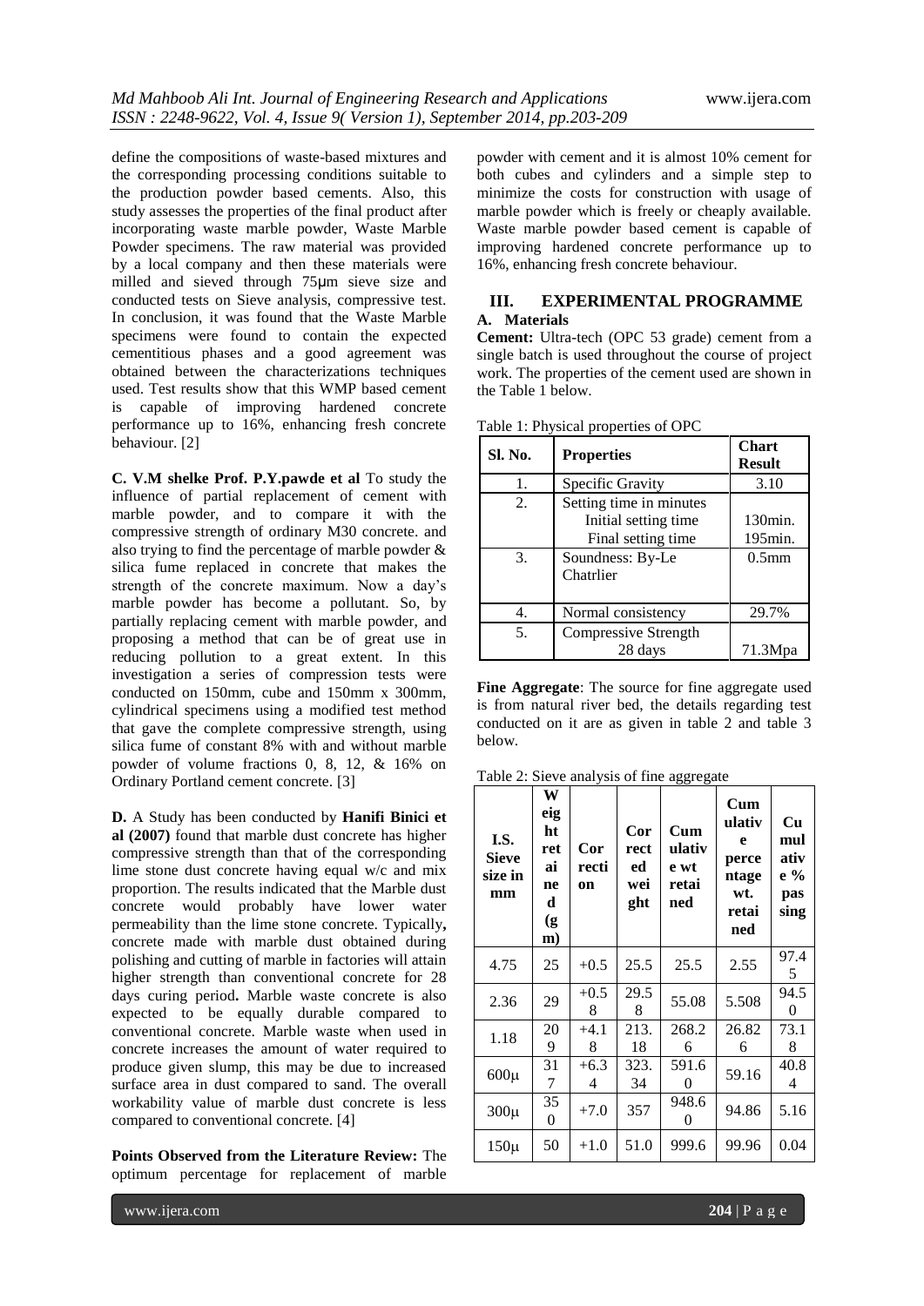define the compositions of waste-based mixtures and the corresponding processing conditions suitable to the production powder based cements. Also, this study assesses the properties of the final product after incorporating waste marble powder, Waste Marble Powder specimens. The raw material was provided by a local company and then these materials were milled and sieved through 75μm sieve size and conducted tests on Sieve analysis, compressive test. In conclusion, it was found that the Waste Marble specimens were found to contain the expected cementitious phases and a good agreement was obtained between the characterizations techniques used. Test results show that this WMP based cement is capable of improving hardened concrete performance up to 16%, enhancing fresh concrete behaviour. [2]

**C. V.M shelke Prof. P.Y.pawde et al** To study the influence of partial replacement of cement with marble powder, and to compare it with the compressive strength of ordinary M30 concrete. and also trying to find the percentage of marble powder & silica fume replaced in concrete that makes the strength of the concrete maximum. Now a day's marble powder has become a pollutant. So, by partially replacing cement with marble powder, and proposing a method that can be of great use in reducing pollution to a great extent. In this investigation a series of compression tests were conducted on 150mm, cube and 150mm x 300mm, cylindrical specimens using a modified test method that gave the complete compressive strength, using silica fume of constant 8% with and without marble powder of volume fractions 0, 8, 12, & 16% on Ordinary Portland cement concrete. [3]

**D.** A Study has been conducted by **Hanifi Binici et al (2007)** found that marble dust concrete has higher compressive strength than that of the corresponding lime stone dust concrete having equal w/c and mix proportion. The results indicated that the Marble dust concrete would probably have lower water permeability than the lime stone concrete. Typically**,** concrete made with marble dust obtained during polishing and cutting of marble in factories will attain higher strength than conventional concrete for 28 days curing period**.** Marble waste concrete is also expected to be equally durable compared to conventional concrete. Marble waste when used in concrete increases the amount of water required to produce given slump, this may be due to increased surface area in dust compared to sand. The overall workability value of marble dust concrete is less compared to conventional concrete. [4]

**Points Observed from the Literature Review:** The optimum percentage for replacement of marble powder with cement and it is almost 10% cement for both cubes and cylinders and a simple step to minimize the costs for construction with usage of marble powder which is freely or cheaply available. Waste marble powder based cement is capable of improving hardened concrete performance up to 16%, enhancing fresh concrete behaviour.

## III. EXPERIMENTAL PROGRAMME

### A. Materials

**Cement:** Ultra-tech (OPC 53 grade) cement from a single batch is used throughout the course of project work. The properties of the cement used are shown in the Table 1 below.

Table 1: Physical properties of OPC

| Sl. No. | Properties | Chart Result |
|---|---|---|
| 1. | Specific Gravity | 3.10 |
| 2. | Setting time in minutes<br>Initial setting time<br>Final setting time | <br>130min.<br>195min. |
| 3. | Soundness: By-Le Chatrlier | 0.5mm |
| 4. | Normal consistency | 29.7% |
| 5. | Compressive Strength<br>28 days | <br>71.3Mpa |

**Fine Aggregate**: The source for fine aggregate used is from natural river bed, the details regarding test conducted on it are as given in table 2 and table 3 below.

Table 2: Sieve analysis of fine aggregate

| I.S. Sieve size in mm | Weight retained (gm) | Correction | Corrected weight | Cumulative wt retained | Cumulative percentage wt. retained | Cumulative % passing |
|---|---|---|---|---|---|---|
| 4.75 | 25 | +0.5 | 25.5 | 25.5 | 2.55 | 97.45 |
| 2.36 | 29 | +0.58 | 29.58 | 55.08 | 5.508 | 94.50 |
| 1.18 | 209 | +4.18 | 213.18 | 268.26 | 26.826 | 73.18 |
| 600μ | 317 | +6.34 | 323.34 | 591.60 | 59.16 | 40.84 |
| 300μ | 350 | +7.0 | 357 | 948.60 | 94.86 | 5.16 |
| 150μ | 50 | +1.0 | 51.0 | 999.6 | 99.96 | 0.04 |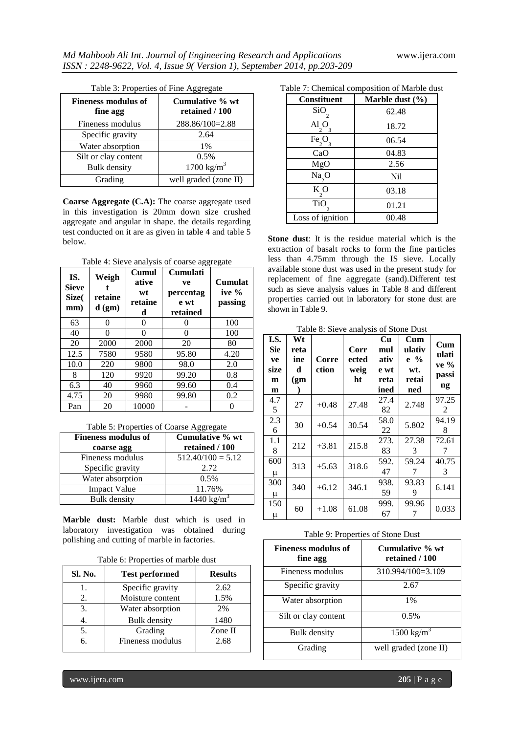Table 3: Properties of Fine Aggregate

| Fineness modulus of fine agg | Cumulative % wt retained / 100 |
|---|---|
| Fineness modulus | 288.86/100=2.88 |
| Specific gravity | 2.64 |
| Water absorption | 1% |
| Silt or clay content | 0.5% |
| Bulk density | 1700 $kg/m^3$ |
| Grading | well graded (zone II) |

**Coarse Aggregate (C.A):** The coarse aggregate used in this investigation is 20mm down size crushed aggregate and angular in shape. the details regarding test conducted on it are as given in table 4 and table 5 below.

Table 4: Sieve analysis of coarse aggregate

| IS. Sieve Size( mm) | Weight retained (gm) | Cumulative wt retained | Cumulative percentage wt retained | Cumulative % passing |
|---|---|---|---|---|
| 63 | 0 | 0 | 0 | 100 |
| 40 | 0 | 0 | 0 | 100 |
| 20 | 2000 | 2000 | 20 | 80 |
| 12.5 | 7580 | 9580 | 95.80 | 4.20 |
| 10.0 | 220 | 9800 | 98.0 | 2.0 |
| 8 | 120 | 9920 | 99.20 | 0.8 |
| 6.3 | 40 | 9960 | 99.60 | 0.4 |
| 4.75 | 20 | 9980 | 99.80 | 0.2 |
| Pan | 20 | 10000 | - | 0 |

Table 5: Properties of Coarse Aggregate

| Fineness modulus of coarse agg | Cumulative % wt retained / 100 |
|---|---|
| Fineness modulus | 512.40/100 = 5.12 |
| Specific gravity | 2.72 |
| Water absorption | 0.5% |
| Impact Value | 11.76% |
| Bulk density | 1440 $kg/m^3$ |

**Marble dust:** Marble dust which is used in laboratory investigation was obtained during polishing and cutting of marble in factories.

Table 6: Properties of marble dust

| Sl. No. | Test performed | Results |
|---|---|---|
| 1. | Specific gravity | 2.62 |
| 2. | Moisture content | 1.5% |
| 3. | Water absorption | 2% |
| 4. | Bulk density | 1480 |
| 5. | Grading | Zone II |
| 6. | Fineness modulus | 2.68 |

Table 7: Chemical composition of Marble dust

| Constituent | Marble dust (%) |
|---|---|
| $SiO_2$ | 62.48 |
| $Al_2O_3$ | 18.72 |
| $Fe_2O_3$ | 06.54 |
| CaO | 04.83 |
| MgO | 2.56 |
| $Na_2O$ | Nil |
| $K_2O$ | 03.18 |
| $TiO_2$ | 01.21 |
| Loss of ignition | 00.48 |

**Stone dust**: It is the residue material which is the extraction of basalt rocks to form the fine particles less than 4.75mm through the IS sieve. Locally available stone dust was used in the present study for replacement of fine aggregate (sand).Different test such as sieve analysis values in Table 8 and different properties carried out in laboratory for stone dust are shown in Table 9.

Table 8: Sieve analysis of Stone Dust

| I.S. Sieve size mm | Wt retained (gm) | Correction | Corrected weight | Cumulative wt retained | Cumulative % wt. retained | Cumulative % passing |
|---|---|---|---|---|---|---|
| 4.75 | 27 | +0.48 | 27.48 | 27.482 | 2.748 | 97.252 |
| 2.36 | 30 | +0.54 | 30.54 | 58.022 | 5.802 | 94.198 |
| 1.18 | 212 | +3.81 | 215.8 | 273.83 | 27.383 | 72.617 |
| 600 μ | 313 | +5.63 | 318.6 | 592.47 | 59.247 | 40.753 |
| 300 μ | 340 | +6.12 | 346.1 | 938.59 | 93.839 | 6.141 |
| 150 μ | 60 | +1.08 | 61.08 | 999.67 | 99.967 | 0.033 |

Table 9: Properties of Stone Dust

| Fineness modulus of fine agg | Cumulative % wt retained / 100 |
|---|---|
| Fineness modulus | 310.994/100=3.109 |
| Specific gravity | 2.67 |
| Water absorption | 1% |
| Silt or clay content | 0.5% |
| Bulk density | 1500 $kg/m^3$ |
| Grading | well graded (zone II) |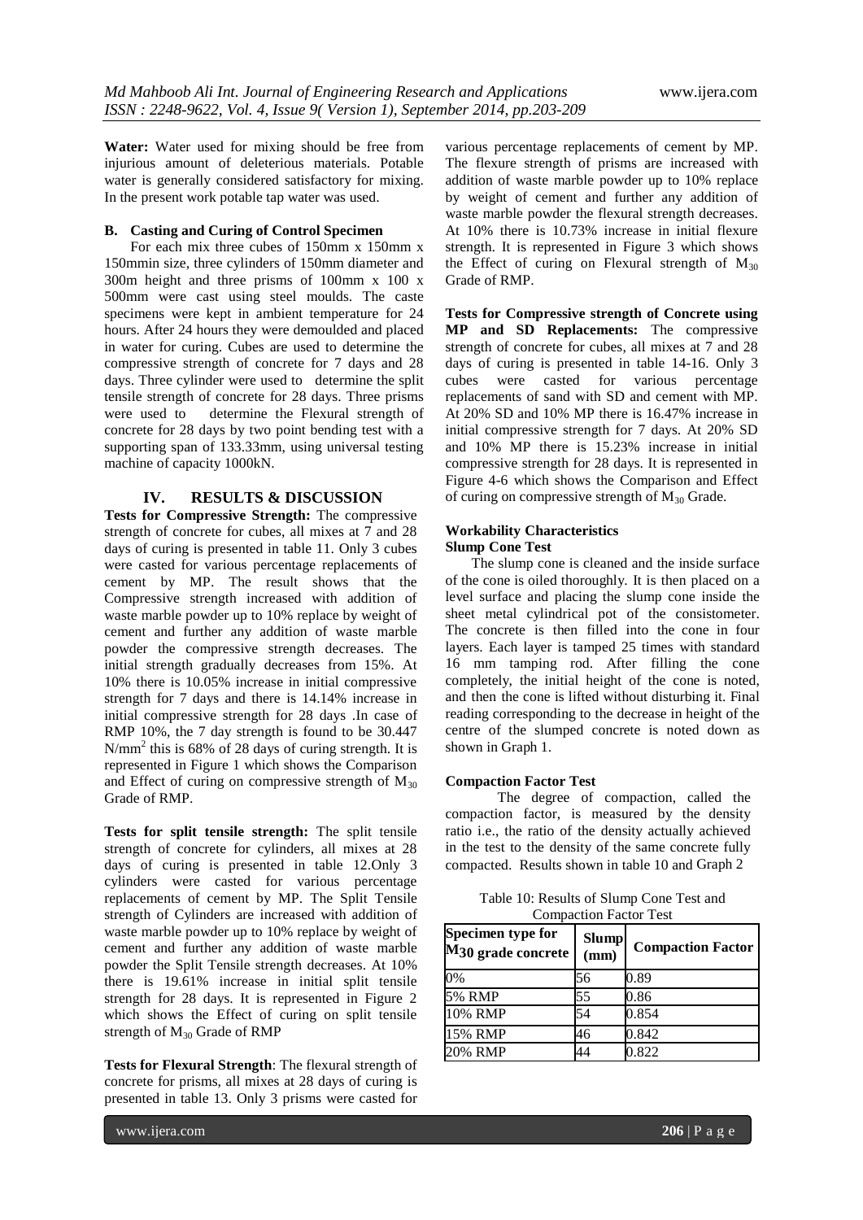**Water:** Water used for mixing should be free from injurious amount of deleterious materials. Potable water is generally considered satisfactory for mixing. In the present work potable tap water was used.

### B. Casting and Curing of Control Specimen

For each mix three cubes of 150mm x 150mm x 150mmin size, three cylinders of 150mm diameter and 300m height and three prisms of 100mm x 100 x 500mm were cast using steel moulds. The caste specimens were kept in ambient temperature for 24 hours. After 24 hours they were demoulded and placed in water for curing. Cubes are used to determine the compressive strength of concrete for 7 days and 28 days. Three cylinder were used to determine the split tensile strength of concrete for 28 days. Three prisms were used to determine the Flexural strength of concrete for 28 days by two point bending test with a supporting span of 133.33mm, using universal testing machine of capacity 1000kN.

## IV. RESULTS & DISCUSSION

**Tests for Compressive Strength:** The compressive strength of concrete for cubes, all mixes at 7 and 28 days of curing is presented in table 11. Only 3 cubes were casted for various percentage replacements of cement by MP. The result shows that the Compressive strength increased with addition of waste marble powder up to 10% replace by weight of cement and further any addition of waste marble powder the compressive strength decreases. The initial strength gradually decreases from 15%. At 10% there is 10.05% increase in initial compressive strength for 7 days and there is 14.14% increase in initial compressive strength for 28 days .In case of RMP 10%, the 7 day strength is found to be 30.447 $N/mm^2$ this is 68% of 28 days of curing strength. It is represented in Figure 1 which shows the Comparison and Effect of curing on compressive strength of $M_{30}$ Grade of RMP.

**Tests for split tensile strength:** The split tensile strength of concrete for cylinders, all mixes at 28 days of curing is presented in table 12.Only 3 cylinders were casted for various percentage replacements of cement by MP. The Split Tensile strength of Cylinders are increased with addition of waste marble powder up to 10% replace by weight of cement and further any addition of waste marble powder the Split Tensile strength decreases. At 10% there is 19.61% increase in initial split tensile strength for 28 days. It is represented in Figure 2 which shows the Effect of curing on split tensile strength of $M_{30}$ Grade of RMP

**Tests for Flexural Strength**: The flexural strength of concrete for prisms, all mixes at 28 days of curing is presented in table 13. Only 3 prisms were casted for various percentage replacements of cement by MP. The flexure strength of prisms are increased with addition of waste marble powder up to 10% replace by weight of cement and further any addition of waste marble powder the flexural strength decreases. At 10% there is 10.73% increase in initial flexure strength. It is represented in Figure 3 which shows the Effect of curing on Flexural strength of $M_{30}$ Grade of RMP.

**Tests for Compressive strength of Concrete using MP and SD Replacements:** The compressive strength of concrete for cubes, all mixes at 7 and 28 days of curing is presented in table 14-16. Only 3 cubes were casted for various percentage replacements of sand with SD and cement with MP. At 20% SD and 10% MP there is 16.47% increase in initial compressive strength for 7 days. At 20% SD and 10% MP there is 15.23% increase in initial compressive strength for 28 days. It is represented in Figure 4-6 which shows the Comparison and Effect of curing on compressive strength of $M_{30}$ Grade.

### Workability Characteristics

#### Slump Cone Test

The slump cone is cleaned and the inside surface of the cone is oiled thoroughly. It is then placed on a level surface and placing the slump cone inside the sheet metal cylindrical pot of the consistometer. The concrete is then filled into the cone in four layers. Each layer is tamped 25 times with standard 16 mm tamping rod. After filling the cone completely, the initial height of the cone is noted, and then the cone is lifted without disturbing it. Final reading corresponding to the decrease in height of the centre of the slumped concrete is noted down as shown in Graph 1.

#### Compaction Factor Test

The degree of compaction, called the compaction factor, is measured by the density ratio i.e., the ratio of the density actually achieved in the test to the density of the same concrete fully compacted. Results shown in table 10 and Graph 2

Table 10: Results of Slump Cone Test and Compaction Factor Test

| Specimen type for $M_{30}$ grade concrete | Slump (mm) | Compaction Factor |
|---|---|---|
| 0% | 56 | 0.89 |
| 5% RMP | 55 | 0.86 |
| 10% RMP | 54 | 0.854 |
| 15% RMP | 46 | 0.842 |
| 20% RMP | 44 | 0.822 |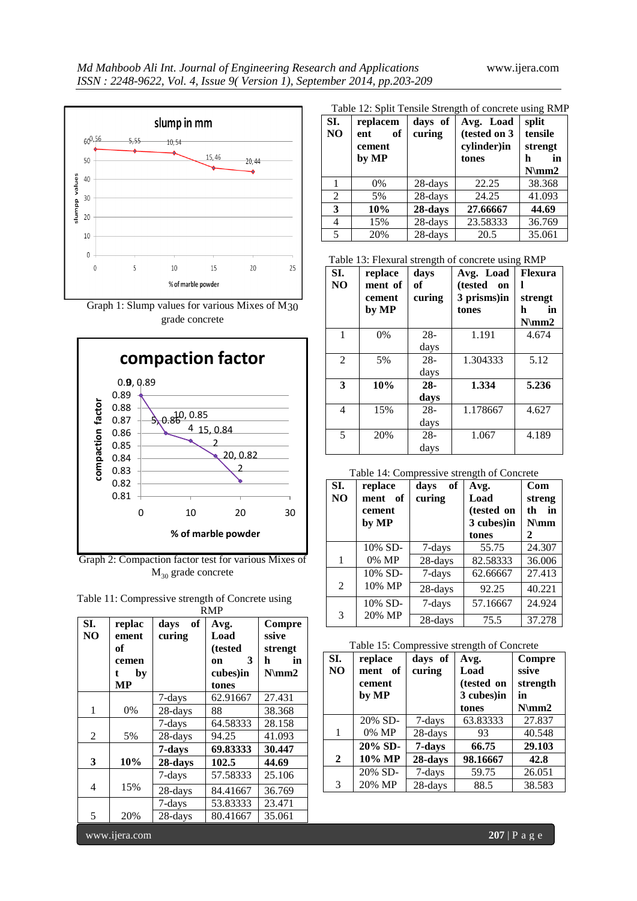slump in mm

60 0,56 5,55 10,54 15,46 20,44

slumpp values

50 40 30 20 10 0

0 5 10 15 20 25

% of marble powder

Graph 1: Slump values for various Mixes of $M_{30}$ grade concrete

compaction factor

0.9, 0.89

5, 0.86

10, 0.85

4 15, 0.84

2

20, 0.82

2

compaction factor

0.89 0.88 0.87 0.86 0.85 0.84 0.83 0.82 0.81

0 10 20 30

% of marble powder

Graph 2: Compaction factor test for various Mixes of $M_{30}$ grade concrete

Table 11: Compressive strength of Concrete using RMP

| SI. NO | replacement of cement by MP | days of curing | Avg. Load (tested on 3 cubes)in tones | Compressive strength in N\mm2 |
|---|---|---|---|---|
| 1 | 0% | 7-days | 62.91667 | 27.431 |
| | | 28-days | 88 | 38.368 |
| 2 | 5% | 7-days | 64.58333 | 28.158 |
| | | 28-days | 94.25 | 41.093 |
| **3** | **10%** | **7-days** | **69.83333** | **30.447** |
| | | **28-days** | **102.5** | **44.69** |
| 4 | 15% | 7-days | 57.58333 | 25.106 |
| | | 28-days | 84.41667 | 36.769 |
| 5 | 20% | 7-days | 53.83333 | 23.471 |
| | | 28-days | 80.41667 | 35.061 |

Table 12: Split Tensile Strength of concrete using RMP

| SI. NO | replacement of cement by MP | days of curing | Avg. Load (tested on 3 cylinder)in tones | split tensile strength in N\mm2 |
|---|---|---|---|---|
| 1 | 0% | 28-days | 22.25 | 38.368 |
| 2 | 5% | 28-days | 24.25 | 41.093 |
| **3** | **10%** | **28-days** | **27.66667** | **44.69** |
| 4 | 15% | 28-days | 23.58333 | 36.769 |
| 5 | 20% | 28-days | 20.5 | 35.061 |

Table 13: Flexural strength of concrete using RMP

| SI. NO | replacement of cement by MP | days of curing | Avg. Load (tested on 3 prisms)in tones | Flexural strength in N\mm2 |
|---|---|---|---|---|
| 1 | 0% | 28-days | 1.191 | 4.674 |
| 2 | 5% | 28-days | 1.304333 | 5.12 |
| **3** | **10%** | **28-days** | **1.334** | **5.236** |
| 4 | 15% | 28-days | 1.178667 | 4.627 |
| 5 | 20% | 28-days | 1.067 | 4.189 |

Table 14: Compressive strength of Concrete

| SI. NO | replacement of cement by MP | days of curing | Avg. Load (tested on 3 cubes)in tones | Com strength in N\mm2 |
|---|---|---|---|---|
| 1 | 10% SD-0% MP | 7-days | 55.75 | 24.307 |
| | | 28-days | 82.58333 | 36.006 |
| 2 | 10% SD-10% MP | 7-days | 62.66667 | 27.413 |
| | | 28-days | 92.25 | 40.221 |
| 3 | 10% SD-20% MP | 7-days | 57.16667 | 24.924 |
| | | 28-days | 75.5 | 37.278 |

Table 15: Compressive strength of Concrete

| SI. NO | replacement of cement by MP | days of curing | Avg. Load (tested on 3 cubes)in tones | Compressive strength in N\mm2 |
|---|---|---|---|---|
| 1 | 20% SD-0% MP | 7-days | 63.83333 | 27.837 |
| | | 28-days | 93 | 40.548 |
| **2** | **20% SD-10% MP** | **7-days** | **66.75** | **29.103** |
| | | **28-days** | **98.16667** | **42.8** |
| 3 | 20% SD-20% MP | 7-days | 59.75 | 26.051 |
| | | 28-days | 88.5 | 38.583 |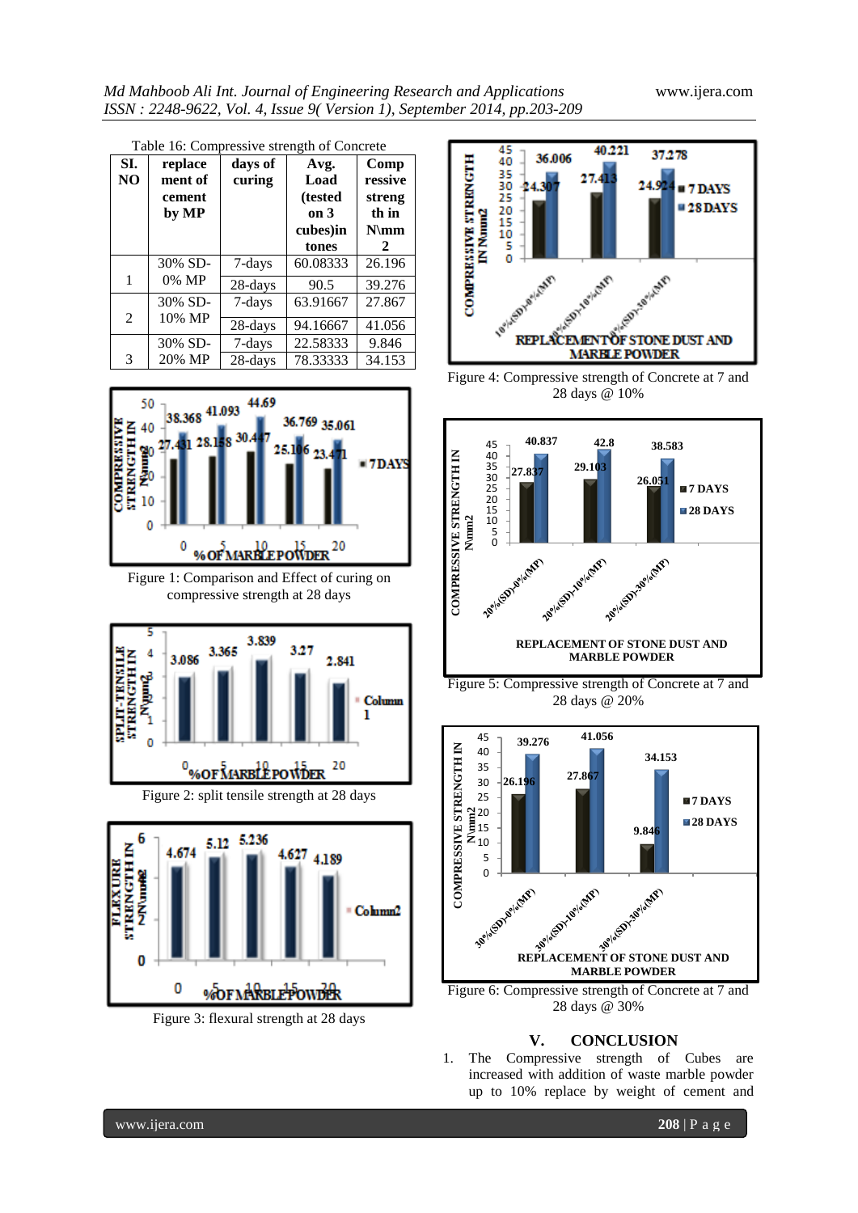Table 16: Compressive strength of Concrete

| SI. NO | replacement of cement by MP | days of curing | Avg. Load (tested on 3 cubes)in tones | Compressive strength in N\mm2 |
|---|---|---|---|---|
| 1 | 30% SD-0% MP | 7-days | 60.08333 | 26.196 |
| | | 28-days | 90.5 | 39.276 |
| 2 | 30% SD-10% MP | 7-days | 63.91667 | 27.867 |
| | | 28-days | 94.16667 | 41.056 |
| 3 | 30% SD-20% MP | 7-days | 22.58333 | 9.846 |
| | | 28-days | 78.33333 | 34.153 |

COMPRESSIVE STRENGTH IN N\mm2
50 40 30 20 10 0
38.368 41.093 44.69 36.769 35.061
27.431 28.158 30.447 25.106 23.471
7DAYS
0 5 10 15 20
% OF MARBLE POWDER

Figure 1: Comparison and Effect of curing on compressive strength at 28 days

SPLIT-TENSILE STRENGTH IN N\mm2
5 4 3 2 1 0
3.086 3.365 3.839 3.27 2.841
Column 1
0 5 10 15 20
%OF MARBLE POWDER

Figure 2: split tensile strength at 28 days

FLEXURE STRENGTH IN N\mm2
6 4 2 0
4.674 5.12 5.236 4.627 4.189
Column2
0 5 10 15 20
%OF MARBLE POWDER

Figure 3: flexural strength at 28 days

COMPRESSIVE STRENGTH IN N\mm2
45 40 35 30 25 20 15 10 5 0
36.006 40.221 37.278
24.307 27.413 24.924
7 DAYS
28 DAYS
10%(SD)-0%(MP) 10%(SD)-10%(MP) 10%(SD)-30%(MP)
REPLACEMENT OF STONE DUST AND MARBLE POWDER

Figure 4: Compressive strength of Concrete at 7 and 28 days @ 10%

COMPRESSIVE STRENGTH IN N\mm2
45 40 35 30 25 20 15 10 5 0
40.837 42.8 38.583
27.837 29.103 26.051
7 DAYS
28 DAYS
20%(SD)-0%(MP) 20%(SD)-10%(MP) 20%(SD)-30%(MP)
REPLACEMENT OF STONE DUST AND MARBLE POWDER

Figure 5: Compressive strength of Concrete at 7 and 28 days @ 20%

COMPRESSIVE STRENGTH IN N\mm2
45 40 35 30 25 20 15 10 5 0
39.276 41.056 34.153
26.196 27.867 9.846
7 DAYS
28 DAYS
30%(SD)-0%(MP) 30%(SD)-10%(MP) 30%(SD)-30%(MP)
REPLACEMENT OF STONE DUST AND MARBLE POWDER

Figure 6: Compressive strength of Concrete at 7 and 28 days @ 30%

## V. CONCLUSION

1. The Compressive strength of Cubes are increased with addition of waste marble powder up to 10% replace by weight of cement and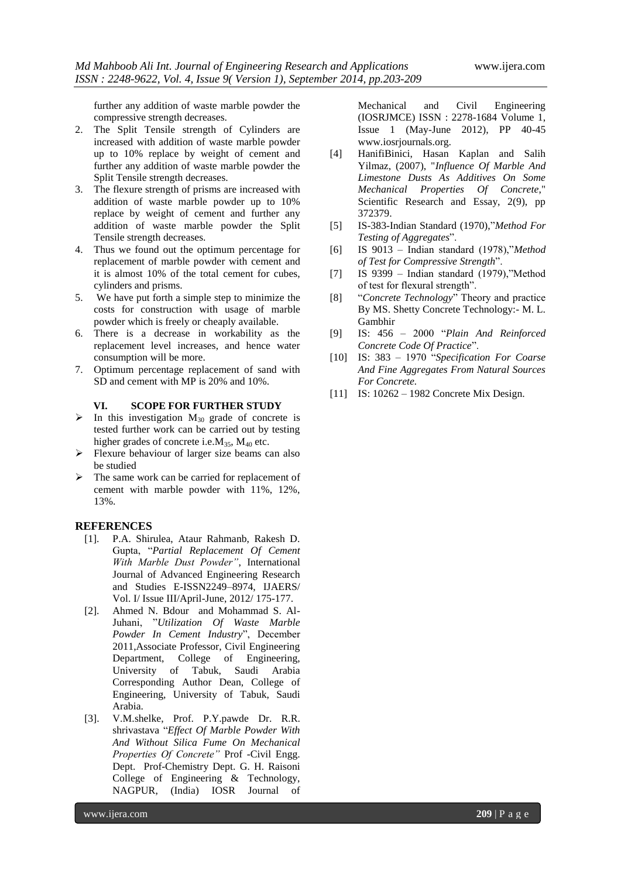further any addition of waste marble powder the compressive strength decreases.

2. The Split Tensile strength of Cylinders are increased with addition of waste marble powder up to 10% replace by weight of cement and further any addition of waste marble powder the Split Tensile strength decreases.
3. The flexure strength of prisms are increased with addition of waste marble powder up to 10% replace by weight of cement and further any addition of waste marble powder the Split Tensile strength decreases.
4. Thus we found out the optimum percentage for replacement of marble powder with cement and it is almost 10% of the total cement for cubes, cylinders and prisms.
5. We have put forth a simple step to minimize the costs for construction with usage of marble powder which is freely or cheaply available.
6. There is a decrease in workability as the replacement level increases, and hence water consumption will be more.
7. Optimum percentage replacement of sand with SD and cement with MP is 20% and 10%.

### VI. SCOPE FOR FURTHER STUDY

- In this investigation $M_{30}$ grade of concrete is tested further work can be carried out by testing higher grades of concrete i.e.$M_{35}$, $M_{40}$ etc.
- Flexure behaviour of larger size beams can also be studied
- The same work can be carried for replacement of cement with marble powder with 11%, 12%, 13%.

## REFERENCES

[1]. P.A. Shirulea, Ataur Rahmanb, Rakesh D. Gupta, "*Partial Replacement Of Cement With Marble Dust Powder"*, International Journal of Advanced Engineering Research and Studies E-ISSN2249–8974, IJAERS/ Vol. I/ Issue III/April-June, 2012/ 175-177.

[2]. Ahmed N. Bdour and Mohammad S. Al-Juhani, "*Utilization Of Waste Marble Powder In Cement Industry*", December 2011,Associate Professor, Civil Engineering Department, College of Engineering, University of Tabuk, Saudi Arabia Corresponding Author Dean, College of Engineering, University of Tabuk, Saudi Arabia.

[3]. V.M.shelke, Prof. P.Y.pawde Dr. R.R. shrivastava "*Effect Of Marble Powder With And Without Silica Fume On Mechanical Properties Of Concrete"* Prof -Civil Engg. Dept. Prof-Chemistry Dept. G. H. Raisoni College of Engineering & Technology, NAGPUR, (India) IOSR Journal of Mechanical and Civil Engineering (IOSRJMCE) ISSN : 2278-1684 Volume 1, Issue 1 (May-June 2012), PP 40-45 www.iosrjournals.org.

[4] HanifiBinici, Hasan Kaplan and Salih Yilmaz, (2007), "*Influence Of Marble And Limestone Dusts As Additives On Some Mechanical Properties Of Concrete*," Scientific Research and Essay, 2(9), pp 372379.

[5] IS-383-Indian Standard (1970),"*Method For Testing of Aggregates*".

[6] IS 9013 – Indian standard (1978),"*Method of Test for Compressive Strength*".

[7] IS 9399 – Indian standard (1979),"Method of test for flexural strength".

[8] "*Concrete Technology*" Theory and practice By MS. Shetty Concrete Technology:- M. L. Gambhir

[9] IS: 456 – 2000 "*Plain And Reinforced Concrete Code Of Practice*".

[10] IS: 383 – 1970 "*Specification For Coarse And Fine Aggregates From Natural Sources For Concrete.*

[11] IS: 10262 – 1982 Concrete Mix Design.